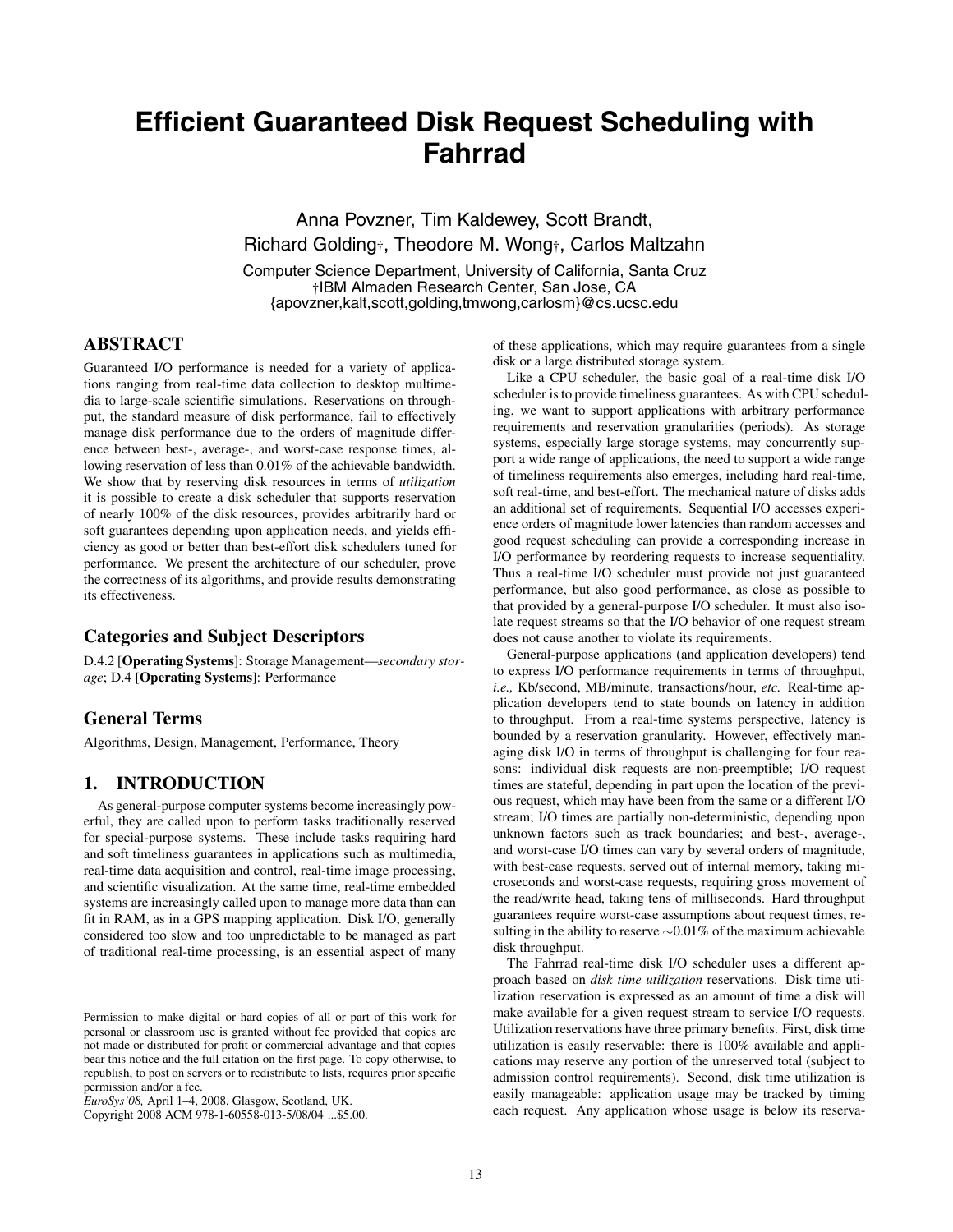# Efficient Guaranteed Disk Request Scheduling with Fahrrad

Anna Povzner, Tim Kaldewey, Scott Brandt,
Richard Golding†, Theodore M. Wong†, Carlos Maltzahn

Computer Science Department, University of California, Santa Cruz
†IBM Almaden Research Center, San Jose, CA
{apovzner,kalt,scott,golding,tmwong,carlosm}@cs.ucsc.edu

## ABSTRACT

Guaranteed I/O performance is needed for a variety of applications ranging from real-time data collection to desktop multimedia to large-scale scientific simulations. Reservations on throughput, the standard measure of disk performance, fail to effectively manage disk performance due to the orders of magnitude difference between best-, average-, and worst-case response times, allowing reservation of less than 0.01% of the achievable bandwidth. We show that by reserving disk resources in terms of *utilization* it is possible to create a disk scheduler that supports reservation of nearly 100% of the disk resources, provides arbitrarily hard or soft guarantees depending upon application needs, and yields efficiency as good or better than best-effort disk schedulers tuned for performance. We present the architecture of our scheduler, prove the correctness of its algorithms, and provide results demonstrating its effectiveness.

## Categories and Subject Descriptors

D.4.2 [**Operating Systems**]: Storage Management—*secondary storage*; D.4 [**Operating Systems**]: Performance

## General Terms

Algorithms, Design, Management, Performance, Theory

## 1. INTRODUCTION

As general-purpose computer systems become increasingly powerful, they are called upon to perform tasks traditionally reserved for special-purpose systems. These include tasks requiring hard and soft timeliness guarantees in applications such as multimedia, real-time data acquisition and control, real-time image processing, and scientific visualization. At the same time, real-time embedded systems are increasingly called upon to manage more data than can fit in RAM, as in a GPS mapping application. Disk I/O, generally considered too slow and too unpredictable to be managed as part of traditional real-time processing, is an essential aspect of many of these applications, which may require guarantees from a single disk or a large distributed storage system.

Like a CPU scheduler, the basic goal of a real-time disk I/O scheduler is to provide timeliness guarantees. As with CPU scheduling, we want to support applications with arbitrary performance requirements and reservation granularities (periods). As storage systems, especially large storage systems, may concurrently support a wide range of applications, the need to support a wide range of timeliness requirements also emerges, including hard real-time, soft real-time, and best-effort. The mechanical nature of disks adds an additional set of requirements. Sequential I/O accesses experience orders of magnitude lower latencies than random accesses and good request scheduling can provide a corresponding increase in I/O performance by reordering requests to increase sequentiality. Thus a real-time I/O scheduler must provide not just guaranteed performance, but also good performance, as close as possible to that provided by a general-purpose I/O scheduler. It must also isolate request streams so that the I/O behavior of one request stream does not cause another to violate its requirements.

General-purpose applications (and application developers) tend to express I/O performance requirements in terms of throughput, *i.e.,* Kb/second, MB/minute, transactions/hour, *etc.* Real-time application developers tend to state bounds on latency in addition to throughput. From a real-time systems perspective, latency is bounded by a reservation granularity. However, effectively managing disk I/O in terms of throughput is challenging for four reasons: individual disk requests are non-preemptible; I/O request times are stateful, depending in part upon the location of the previous request, which may have been from the same or a different I/O stream; I/O times are partially non-deterministic, depending upon unknown factors such as track boundaries; and best-, average-, and worst-case I/O times can vary by several orders of magnitude, with best-case requests, served out of internal memory, taking microseconds and worst-case requests, requiring gross movement of the read/write head, taking tens of milliseconds. Hard throughput guarantees require worst-case assumptions about request times, resulting in the ability to reserve ∼0.01% of the maximum achievable disk throughput.

The Fahrrad real-time disk I/O scheduler uses a different approach based on *disk time utilization* reservations. Disk time utilization reservation is expressed as an amount of time a disk will make available for a given request stream to service I/O requests. Utilization reservations have three primary benefits. First, disk time utilization is easily reservable: there is 100% available and applications may reserve any portion of the unreserved total (subject to admission control requirements). Second, disk time utilization is easily manageable: application usage may be tracked by timing each request. Any application whose usage is below its reserva-

Permission to make digital or hard copies of all or part of this work for personal or classroom use is granted without fee provided that copies are not made or distributed for profit or commercial advantage and that copies bear this notice and the full citation on the first page. To copy otherwise, to republish, to post on servers or to redistribute to lists, requires prior specific permission and/or a fee.
*EuroSys'08,* April 1–4, 2008, Glasgow, Scotland, UK.
Copyright 2008 ACM 978-1-60558-013-5/08/04 ...$5.00.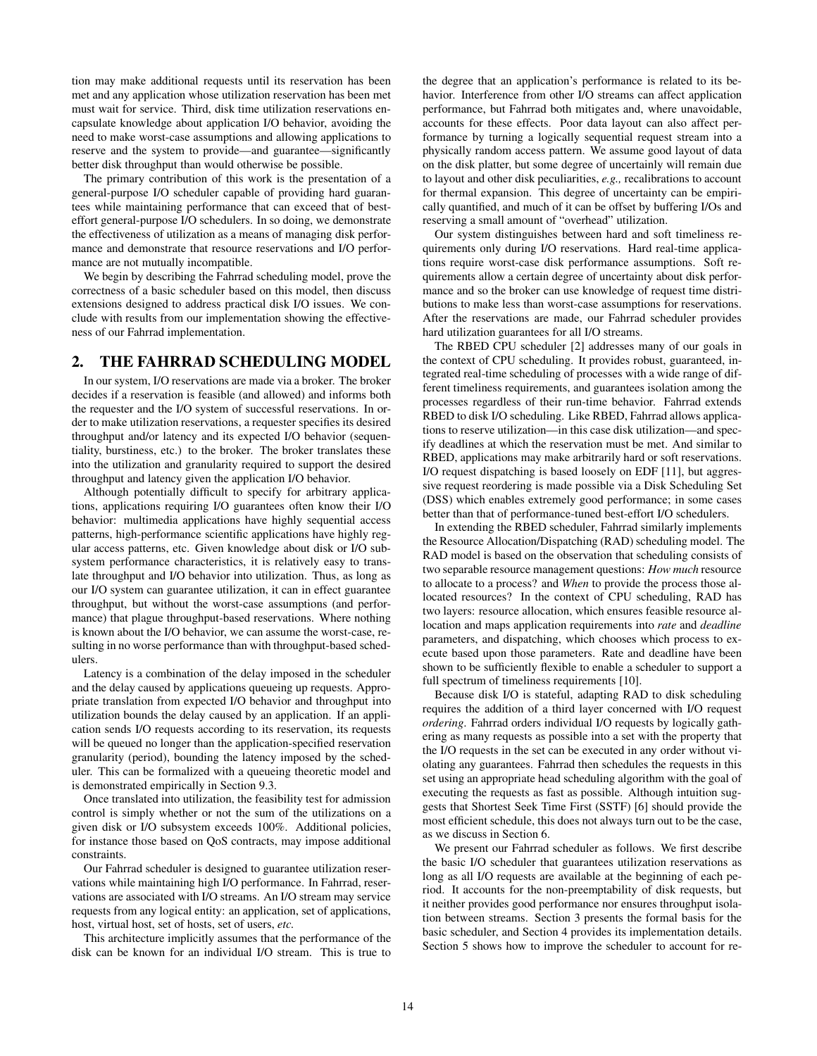tion may make additional requests until its reservation has been met and any application whose utilization reservation has been met must wait for service. Third, disk time utilization reservations encapsulate knowledge about application I/O behavior, avoiding the need to make worst-case assumptions and allowing applications to reserve and the system to provide—and guarantee—significantly better disk throughput than would otherwise be possible.

The primary contribution of this work is the presentation of a general-purpose I/O scheduler capable of providing hard guarantees while maintaining performance that can exceed that of best-effort general-purpose I/O schedulers. In so doing, we demonstrate the effectiveness of utilization as a means of managing disk performance and demonstrate that resource reservations and I/O performance are not mutually incompatible.

We begin by describing the Fahrrad scheduling model, prove the correctness of a basic scheduler based on this model, then discuss extensions designed to address practical disk I/O issues. We conclude with results from our implementation showing the effectiveness of our Fahrrad implementation.

## 2. THE FAHRRAD SCHEDULING MODEL

In our system, I/O reservations are made via a broker. The broker decides if a reservation is feasible (and allowed) and informs both the requester and the I/O system of successful reservations. In order to make utilization reservations, a requester specifies its desired throughput and/or latency and its expected I/O behavior (sequentiality, burstiness, etc.) to the broker. The broker translates these into the utilization and granularity required to support the desired throughput and latency given the application I/O behavior.

Although potentially difficult to specify for arbitrary applications, applications requiring I/O guarantees often know their I/O behavior: multimedia applications have highly sequential access patterns, high-performance scientific applications have highly regular access patterns, etc. Given knowledge about disk or I/O subsystem performance characteristics, it is relatively easy to translate throughput and I/O behavior into utilization. Thus, as long as our I/O system can guarantee utilization, it can in effect guarantee throughput, but without the worst-case assumptions (and performance) that plague throughput-based reservations. Where nothing is known about the I/O behavior, we can assume the worst-case, resulting in no worse performance than with throughput-based schedulers.

Latency is a combination of the delay imposed in the scheduler and the delay caused by applications queueing up requests. Appropriate translation from expected I/O behavior and throughput into utilization bounds the delay caused by an application. If an application sends I/O requests according to its reservation, its requests will be queued no longer than the application-specified reservation granularity (period), bounding the latency imposed by the scheduler. This can be formalized with a queueing theoretic model and is demonstrated empirically in Section 9.3.

Once translated into utilization, the feasibility test for admission control is simply whether or not the sum of the utilizations on a given disk or I/O subsystem exceeds 100%. Additional policies, for instance those based on QoS contracts, may impose additional constraints.

Our Fahrrad scheduler is designed to guarantee utilization reservations while maintaining high I/O performance. In Fahrrad, reservations are associated with I/O streams. An I/O stream may service requests from any logical entity: an application, set of applications, host, virtual host, set of hosts, set of users, *etc.*

This architecture implicitly assumes that the performance of the disk can be known for an individual I/O stream. This is true to the degree that an application's performance is related to its behavior. Interference from other I/O streams can affect application performance, but Fahrrad both mitigates and, where unavoidable, accounts for these effects. Poor data layout can also affect performance by turning a logically sequential request stream into a physically random access pattern. We assume good layout of data on the disk platter, but some degree of uncertainly will remain due to layout and other disk peculiarities, *e.g.,* recalibrations to account for thermal expansion. This degree of uncertainty can be empirically quantified, and much of it can be offset by buffering I/Os and reserving a small amount of "overhead" utilization.

Our system distinguishes between hard and soft timeliness requirements only during I/O reservations. Hard real-time applications require worst-case disk performance assumptions. Soft requirements allow a certain degree of uncertainty about disk performance and so the broker can use knowledge of request time distributions to make less than worst-case assumptions for reservations. After the reservations are made, our Fahrrad scheduler provides hard utilization guarantees for all I/O streams.

The RBED CPU scheduler [2] addresses many of our goals in the context of CPU scheduling. It provides robust, guaranteed, integrated real-time scheduling of processes with a wide range of different timeliness requirements, and guarantees isolation among the processes regardless of their run-time behavior. Fahrrad extends RBED to disk I/O scheduling. Like RBED, Fahrrad allows applications to reserve utilization—in this case disk utilization—and specify deadlines at which the reservation must be met. And similar to RBED, applications may make arbitrarily hard or soft reservations. I/O request dispatching is based loosely on EDF [11], but aggressive request reordering is made possible via a Disk Scheduling Set (DSS) which enables extremely good performance; in some cases better than that of performance-tuned best-effort I/O schedulers.

In extending the RBED scheduler, Fahrrad similarly implements the Resource Allocation/Dispatching (RAD) scheduling model. The RAD model is based on the observation that scheduling consists of two separable resource management questions: *How much* resource to allocate to a process? and *When* to provide the process those allocated resources? In the context of CPU scheduling, RAD has two layers: resource allocation, which ensures feasible resource allocation and maps application requirements into *rate* and *deadline* parameters, and dispatching, which chooses which process to execute based upon those parameters. Rate and deadline have been shown to be sufficiently flexible to enable a scheduler to support a full spectrum of timeliness requirements [10].

Because disk I/O is stateful, adapting RAD to disk scheduling requires the addition of a third layer concerned with I/O request *ordering*. Fahrrad orders individual I/O requests by logically gathering as many requests as possible into a set with the property that the I/O requests in the set can be executed in any order without violating any guarantees. Fahrrad then schedules the requests in this set using an appropriate head scheduling algorithm with the goal of executing the requests as fast as possible. Although intuition suggests that Shortest Seek Time First (SSTF) [6] should provide the most efficient schedule, this does not always turn out to be the case, as we discuss in Section 6.

We present our Fahrrad scheduler as follows. We first describe the basic I/O scheduler that guarantees utilization reservations as long as all I/O requests are available at the beginning of each period. It accounts for the non-preemptability of disk requests, but it neither provides good performance nor ensures throughput isolation between streams. Section 3 presents the formal basis for the basic scheduler, and Section 4 provides its implementation details. Section 5 shows how to improve the scheduler to account for re-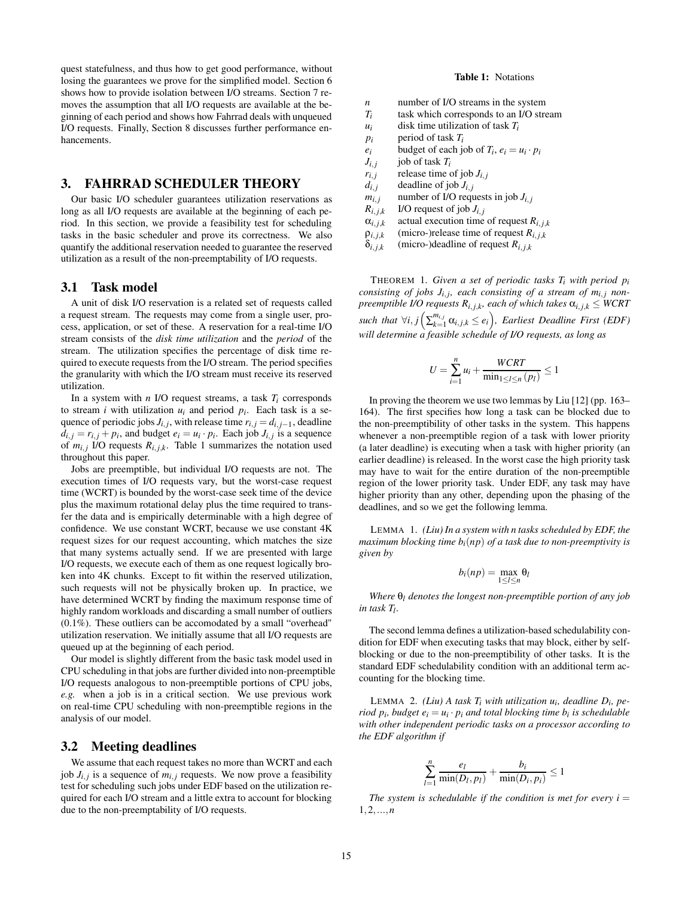quest statefulness, and thus how to get good performance, without losing the guarantees we prove for the simplified model. Section 6 shows how to provide isolation between I/O streams. Section 7 removes the assumption that all I/O requests are available at the beginning of each period and shows how Fahrrad deals with unqueued I/O requests. Finally, Section 8 discusses further performance enhancements.

## 3. FAHRRAD SCHEDULER THEORY

Our basic I/O scheduler guarantees utilization reservations as long as all I/O requests are available at the beginning of each period. In this section, we provide a feasibility test for scheduling tasks in the basic scheduler and prove its correctness. We also quantify the additional reservation needed to guarantee the reserved utilization as a result of the non-preemptability of I/O requests.

### 3.1 Task model

A unit of disk I/O reservation is a related set of requests called a request stream. The requests may come from a single user, process, application, or set of these. A reservation for a real-time I/O stream consists of the *disk time utilization* and the *period* of the stream. The utilization specifies the percentage of disk time required to execute requests from the I/O stream. The period specifies the granularity with which the I/O stream must receive its reserved utilization.

In a system with $n$ I/O request streams, a task $T_i$ corresponds to stream $i$ with utilization $u_i$ and period $p_i$. Each task is a sequence of periodic jobs $J_{i,j}$, with release time $r_{i,j} = d_{i,j-1}$, deadline $d_{i,j} = r_{i,j} + p_i$, and budget $e_i = u_i \cdot p_i$. Each job $J_{i,j}$ is a sequence of $m_{i,j}$ I/O requests $R_{i,j,k}$. Table 1 summarizes the notation used throughout this paper.

Jobs are preemptible, but individual I/O requests are not. The execution times of I/O requests vary, but the worst-case request time (WCRT) is bounded by the worst-case seek time of the device plus the maximum rotational delay plus the time required to transfer the data and is empirically determinable with a high degree of confidence. We use constant WCRT, because we use constant 4K request sizes for our request accounting, which matches the size that many systems actually send. If we are presented with large I/O requests, we execute each of them as one request logically broken into 4K chunks. Except to fit within the reserved utilization, such requests will not be physically broken up. In practice, we have determined WCRT by finding the maximum response time of highly random workloads and discarding a small number of outliers (0.1%). These outliers can be accomodated by a small "overhead" utilization reservation. We initially assume that all I/O requests are queued up at the beginning of each period.

Our model is slightly different from the basic task model used in CPU scheduling in that jobs are further divided into non-preemptible I/O requests analogous to non-preemptible portions of CPU jobs, *e.g.* when a job is in a critical section. We use previous work on real-time CPU scheduling with non-preemptible regions in the analysis of our model.

### 3.2 Meeting deadlines

We assume that each request takes no more than WCRT and each job $J_{i,j}$ is a sequence of $m_{i,j}$ requests. We now prove a feasibility test for scheduling such jobs under EDF based on the utilization required for each I/O stream and a little extra to account for blocking due to the non-preemptability of I/O requests.

**Table 1:** Notations

| | |
|---|---|
| $n$ | number of I/O streams in the system |
| $T_i$ | task which corresponds to an I/O stream |
| $u_i$ | disk time utilization of task $T_i$ |
| $p_i$ | period of task $T_i$ |
| $e_i$ | budget of each job of $T_i$, $e_i = u_i \cdot p_i$ |
| $J_{i,j}$ | job of task $T_i$ |
| $r_{i,j}$ | release time of job $J_{i,j}$ |
| $d_{i,j}$ | deadline of job $J_{i,j}$ |
| $m_{i,j}$ | number of I/O requests in job $J_{i,j}$ |
| $R_{i,j,k}$ | I/O request of job $J_{i,j}$ |
| $\alpha_{i,j,k}$ | actual execution time of request $R_{i,j,k}$ |
| $\rho_{i,j,k}$ | (micro-)release time of request $R_{i,j,k}$ |
| $\delta_{i,j,k}$ | (micro-)deadline of request $R_{i,j,k}$ |

THEOREM 1. *Given a set of periodic tasks $T_i$ with period $p_i$ consisting of jobs $J_{i,j}$, each consisting of a stream of $m_{i,j}$ non-preemptible I/O requests $R_{i,j,k}$, each of which takes $\alpha_{i,j,k} \leq WCRT$ such that $\forall i,j \left(\sum_{k=1}^{m_{i,j}} \alpha_{i,j,k} \leq e_i\right)$, Earliest Deadline First (EDF) will determine a feasible schedule of I/O requests, as long as*

$$U = \sum_{i=1}^{n} u_i + \frac{WCRT}{\min_{1 \leq l \leq n}(p_l)} \leq 1$$

In proving the theorem we use two lemmas by Liu [12] (pp. 163–164). The first specifies how long a task can be blocked due to the non-preemptibility of other tasks in the system. This happens whenever a non-preemptible region of a task with lower priority (a later deadline) is executing when a task with higher priority (an earlier deadline) is released. In the worst case the high priority task may have to wait for the entire duration of the non-preemptible region of the lower priority task. Under EDF, any task may have higher priority than any other, depending upon the phasing of the deadlines, and so we get the following lemma.

LEMMA 1. *(Liu) In a system with n tasks scheduled by EDF, the maximum blocking time $b_i(np)$ of a task due to non-preemptivity is given by*

$$b_i(np) = \max_{1 \leq l \leq n} \theta_l$$

*Where $\theta_l$ denotes the longest non-preemptible portion of any job in task $T_l$.*

The second lemma defines a utilization-based schedulability condition for EDF when executing tasks that may block, either by self-blocking or due to the non-preemptibility of other tasks. It is the standard EDF schedulability condition with an additional term accounting for the blocking time.

LEMMA 2. *(Liu) A task $T_i$ with utilization $u_i$, deadline $D_i$, period $p_i$, budget $e_i = u_i \cdot p_i$ and total blocking time $b_i$ is schedulable with other independent periodic tasks on a processor according to the EDF algorithm if*

$$\sum_{l=1}^{n} \frac{e_l}{\min(D_l, p_l)} + \frac{b_i}{\min(D_i, p_i)} \leq 1$$

*The system is schedulable if the condition is met for every $i = 1, 2, \ldots, n$*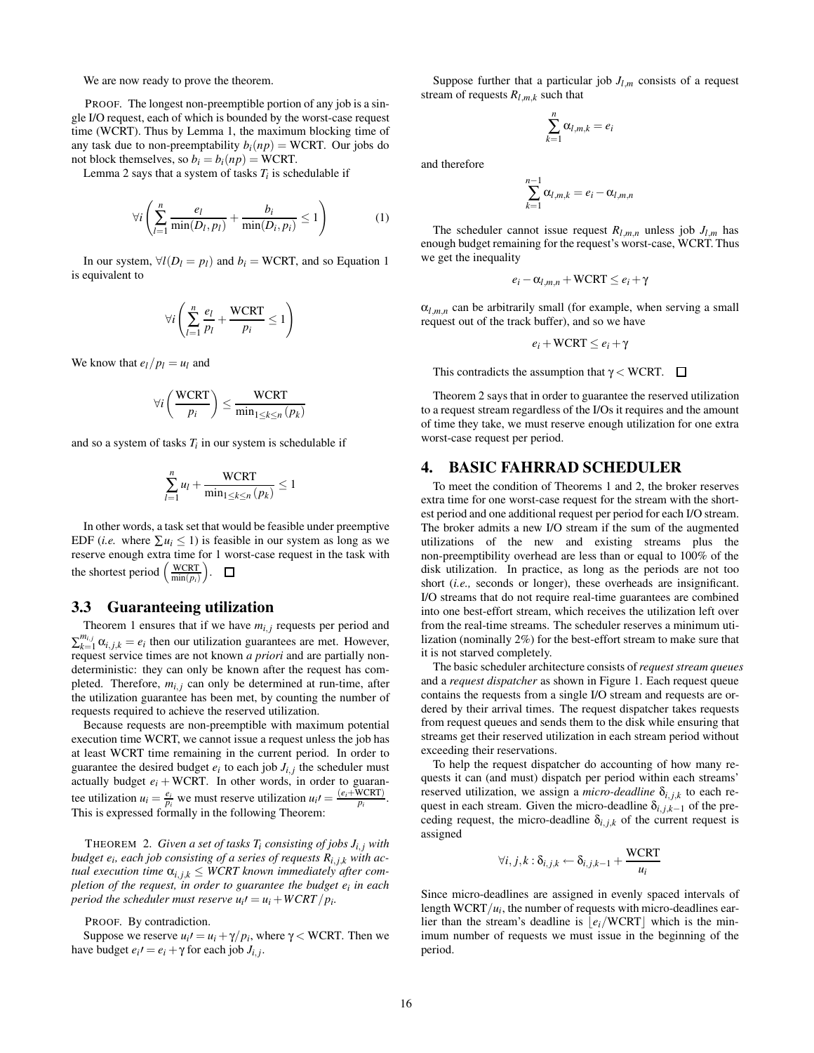We are now ready to prove the theorem.

PROOF. The longest non-preemptible portion of any job is a single I/O request, each of which is bounded by the worst-case request time (WCRT). Thus by Lemma 1, the maximum blocking time of any task due to non-preemptability $b_i(np) = \text{WCRT}$. Our jobs do not block themselves, so $b_i = b_i(np) = \text{WCRT}$.

Lemma 2 says that a system of tasks $T_i$ is schedulable if

$$\forall i \left( \sum_{l=1}^{n} \frac{e_l}{\min(D_l, p_l)} + \frac{b_i}{\min(D_i, p_i)} \leq 1 \right) \tag{1}$$

In our system, $\forall l (D_l = p_l)$ and $b_i = \text{WCRT}$, and so Equation 1 is equivalent to

$$\forall i \left( \sum_{l=1}^{n} \frac{e_l}{p_l} + \frac{\text{WCRT}}{p_i} \leq 1 \right)$$

We know that $e_l / p_l = u_l$ and

$$\forall i \left( \frac{\text{WCRT}}{p_i} \right) \leq \frac{\text{WCRT}}{\min_{1 \leq k \leq n}(p_k)}$$

and so a system of tasks $T_i$ in our system is schedulable if

$$\sum_{l=1}^{n} u_l + \frac{\text{WCRT}}{\min_{1 \leq k \leq n}(p_k)} \leq 1$$

In other words, a task set that would be feasible under preemptive EDF (*i.e.* where $\sum u_i \leq 1$) is feasible in our system as long as we reserve enough extra time for 1 worst-case request in the task with the shortest period $\left(\frac{\text{WCRT}}{\min(p_i)}\right)$. □

### 3.3 Guaranteeing utilization

Theorem 1 ensures that if we have $m_{i,j}$ requests per period and $\sum_{k=1}^{m_{i,j}} \alpha_{i,j,k} = e_i$ then our utilization guarantees are met. However, request service times are not known *a priori* and are partially nondeterministic: they can only be known after the request has completed. Therefore, $m_{i,j}$ can only be determined at run-time, after the utilization guarantee has been met, by counting the number of requests required to achieve the reserved utilization.

Because requests are non-preemptible with maximum potential execution time WCRT, we cannot issue a request unless the job has at least WCRT time remaining in the current period. In order to guarantee the desired budget $e_i$ to each job $J_{i,j}$ the scheduler must actually budget $e_i + \text{WCRT}$. In other words, in order to guarantee utilization $u_i = \frac{e_i}{p_i}$ we must reserve utilization $u_i\prime = \frac{(e_i + \text{WCRT})}{p_i}$. This is expressed formally in the following Theorem:

THEOREM 2. *Given a set of tasks $T_i$ consisting of jobs $J_{i,j}$ with budget $e_i$, each job consisting of a series of requests $R_{i,j,k}$ with actual execution time $\alpha_{i,j,k} \leq$ WCRT known immediately after completion of the request, in order to guarantee the budget $e_i$ in each period the scheduler must reserve $u_i\prime = u_i + WCRT/p_i$.*

PROOF. By contradiction.

Suppose we reserve $u_i\prime = u_i + \gamma / p_i$, where $\gamma < \text{WCRT}$. Then we have budget $e_i\prime = e_i + \gamma$ for each job $J_{i,j}$.

Suppose further that a particular job $J_{l,m}$ consists of a request stream of requests $R_{l,m,k}$ such that

$$\sum_{k=1}^{n} \alpha_{l,m,k} = e_i$$

and therefore

$$\sum_{k=1}^{n-1} \alpha_{l,m,k} = e_i - \alpha_{l,m,n}$$

The scheduler cannot issue request $R_{l,m,n}$ unless job $J_{l,m}$ has enough budget remaining for the request's worst-case, WCRT. Thus we get the inequality

$$e_i - \alpha_{l,m,n} + \text{WCRT} \leq e_i + \gamma$$

$\alpha_{l,m,n}$ can be arbitrarily small (for example, when serving a small request out of the track buffer), and so we have

$$e_i + \text{WCRT} \leq e_i + \gamma$$

This contradicts the assumption that $\gamma < \text{WCRT}$. □

Theorem 2 says that in order to guarantee the reserved utilization to a request stream regardless of the I/Os it requires and the amount of time they take, we must reserve enough utilization for one extra worst-case request per period.

## 4. BASIC FAHRRAD SCHEDULER

To meet the condition of Theorems 1 and 2, the broker reserves extra time for one worst-case request for the stream with the shortest period and one additional request per period for each I/O stream. The broker admits a new I/O stream if the sum of the augmented utilizations of the new and existing streams plus the non-preemptibility overhead are less than or equal to 100% of the disk utilization. In practice, as long as the periods are not too short (*i.e.,* seconds or longer), these overheads are insignificant. I/O streams that do not require real-time guarantees are combined into one best-effort stream, which receives the utilization left over from the real-time streams. The scheduler reserves a minimum utilization (nominally 2%) for the best-effort stream to make sure that it is not starved completely.

The basic scheduler architecture consists of *request stream queues* and a *request dispatcher* as shown in Figure 1. Each request queue contains the requests from a single I/O stream and requests are ordered by their arrival times. The request dispatcher takes requests from request queues and sends them to the disk while ensuring that streams get their reserved utilization in each stream period without exceeding their reservations.

To help the request dispatcher do accounting of how many requests it can (and must) dispatch per period within each streams' reserved utilization, we assign a *micro-deadline* $\delta_{i,j,k}$ to each request in each stream. Given the micro-deadline $\delta_{i,j,k-1}$ of the preceding request, the micro-deadline $\delta_{i,j,k}$ of the current request is assigned

$$\forall i,j,k : \delta_{i,j,k} \leftarrow \delta_{i,j,k-1} + \frac{\text{WCRT}}{u_i}$$

Since micro-deadlines are assigned in evenly spaced intervals of length $\text{WCRT}/u_i$, the number of requests with micro-deadlines earlier than the stream's deadline is $\lfloor e_i/\text{WCRT} \rfloor$ which is the minimum number of requests we must issue in the beginning of the period.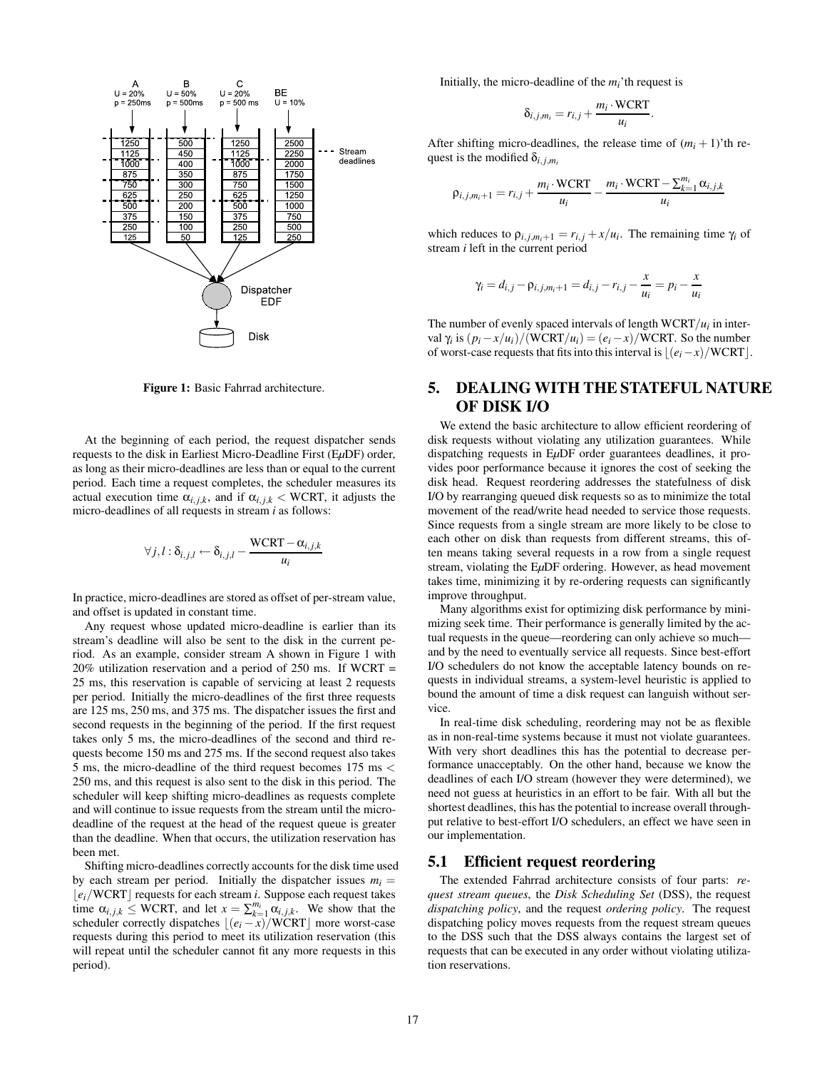A
U = 20%
p = 250ms

B
U = 50%
p = 500ms

C
U = 20%
p = 500 ms

BE
U = 10%

1250
1125
1000
875
750
625
500
375
250
125

500
450
400
350
300
250
200
150
100
50

1250
1125
1000
875
750
625
500
375
250
125

2500
2250
2000
1750
1500
1250
1000
750
500
250

Stream deadlines

Dispatcher
EDF

Disk

**Figure 1:** Basic Fahrrad architecture.

At the beginning of each period, the request dispatcher sends requests to the disk in Earliest Micro-Deadline First (E$\mu$DF) order, as long as their micro-deadlines are less than or equal to the current period. Each time a request completes, the scheduler measures its actual execution time $\alpha_{i,j,k}$, and if $\alpha_{i,j,k} <$ WCRT, it adjusts the micro-deadlines of all requests in stream $i$ as follows:

$$\forall j,l : \delta_{i,j,l} \leftarrow \delta_{i,j,l} - \frac{\text{WCRT} - \alpha_{i,j,k}}{u_i}$$

In practice, micro-deadlines are stored as offset of per-stream value, and offset is updated in constant time.

Any request whose updated micro-deadline is earlier than its stream's deadline will also be sent to the disk in the current period. As an example, consider stream A shown in Figure 1 with 20% utilization reservation and a period of 250 ms. If WCRT = 25 ms, this reservation is capable of servicing at least 2 requests per period. Initially the micro-deadlines of the first three requests are 125 ms, 250 ms, and 375 ms. The dispatcher issues the first and second requests in the beginning of the period. If the first request takes only 5 ms, the micro-deadlines of the second and third requests become 150 ms and 275 ms. If the second request also takes 5 ms, the micro-deadline of the third request becomes 175 ms < 250 ms, and this request is also sent to the disk in this period. The scheduler will keep shifting micro-deadlines as requests complete and will continue to issue requests from the stream until the micro-deadline of the request at the head of the request queue is greater than the deadline. When that occurs, the utilization reservation has been met.

Shifting micro-deadlines correctly accounts for the disk time used by each stream per period. Initially the dispatcher issues $m_i = \lfloor e_i/\text{WCRT} \rfloor$ requests for each stream $i$. Suppose each request takes time $\alpha_{i,j,k} \leq$ WCRT, and let $x = \sum_{k=1}^{m_i} \alpha_{i,j,k}$. We show that the scheduler correctly dispatches $\lfloor (e_i - x)/\text{WCRT} \rfloor$ more worst-case requests during this period to meet its utilization reservation (this will repeat until the scheduler cannot fit any more requests in this period).

Initially, the micro-deadline of the $m_i$'th request is

$$\delta_{i,j,m_i} = r_{i,j} + \frac{m_i \cdot \text{WCRT}}{u_i}.$$

After shifting micro-deadlines, the release time of $(m_i+1)$'th request is the modified $\delta_{i,j,m_i}$

$$\rho_{i,j,m_i+1} = r_{i,j} + \frac{m_i \cdot \text{WCRT}}{u_i} - \frac{m_i \cdot \text{WCRT} - \sum_{k=1}^{m_i} \alpha_{i,j,k}}{u_i}$$

which reduces to $\rho_{i,j,m_i+1} = r_{i,j} + x/u_i$. The remaining time $\gamma_i$ of stream $i$ left in the current period

$$\gamma_i = d_{i,j} - \rho_{i,j,m_i+1} = d_{i,j} - r_{i,j} - \frac{x}{u_i} = p_i - \frac{x}{u_i}$$

The number of evenly spaced intervals of length $\text{WCRT}/u_i$ in interval $\gamma_i$ is $(p_i - x/u_i)/(\text{WCRT}/u_i) = (e_i - x)/\text{WCRT}$. So the number of worst-case requests that fits into this interval is $\lfloor (e_i - x)/\text{WCRT} \rfloor$.

## 5. DEALING WITH THE STATEFUL NATURE OF DISK I/O

We extend the basic architecture to allow efficient reordering of disk requests without violating any utilization guarantees. While dispatching requests in E$\mu$DF order guarantees deadlines, it provides poor performance because it ignores the cost of seeking the disk head. Request reordering addresses the statefulness of disk I/O by rearranging queued disk requests so as to minimize the total movement of the read/write head needed to service those requests. Since requests from a single stream are more likely to be close to each other on disk than requests from different streams, this often means taking several requests in a row from a single request stream, violating the E$\mu$DF ordering. However, as head movement takes time, minimizing it by re-ordering requests can significantly improve throughput.

Many algorithms exist for optimizing disk performance by minimizing seek time. Their performance is generally limited by the actual requests in the queue—reordering can only achieve so much—and by the need to eventually service all requests. Since best-effort I/O schedulers do not know the acceptable latency bounds on requests in individual streams, a system-level heuristic is applied to bound the amount of time a disk request can languish without service.

In real-time disk scheduling, reordering may not be as flexible as in non-real-time systems because it must not violate guarantees. With very short deadlines this has the potential to decrease performance unacceptably. On the other hand, because we know the deadlines of each I/O stream (however they were determined), we need not guess at heuristics in an effort to be fair. With all but the shortest deadlines, this has the potential to increase overall throughput relative to best-effort I/O schedulers, an effect we have seen in our implementation.

### 5.1 Efficient request reordering

The extended Fahrrad architecture consists of four parts: *request stream queues*, the *Disk Scheduling Set* (DSS), the request *dispatching policy*, and the request *ordering policy*. The request dispatching policy moves requests from the request stream queues to the DSS such that the DSS always contains the largest set of requests that can be executed in any order without violating utilization reservations.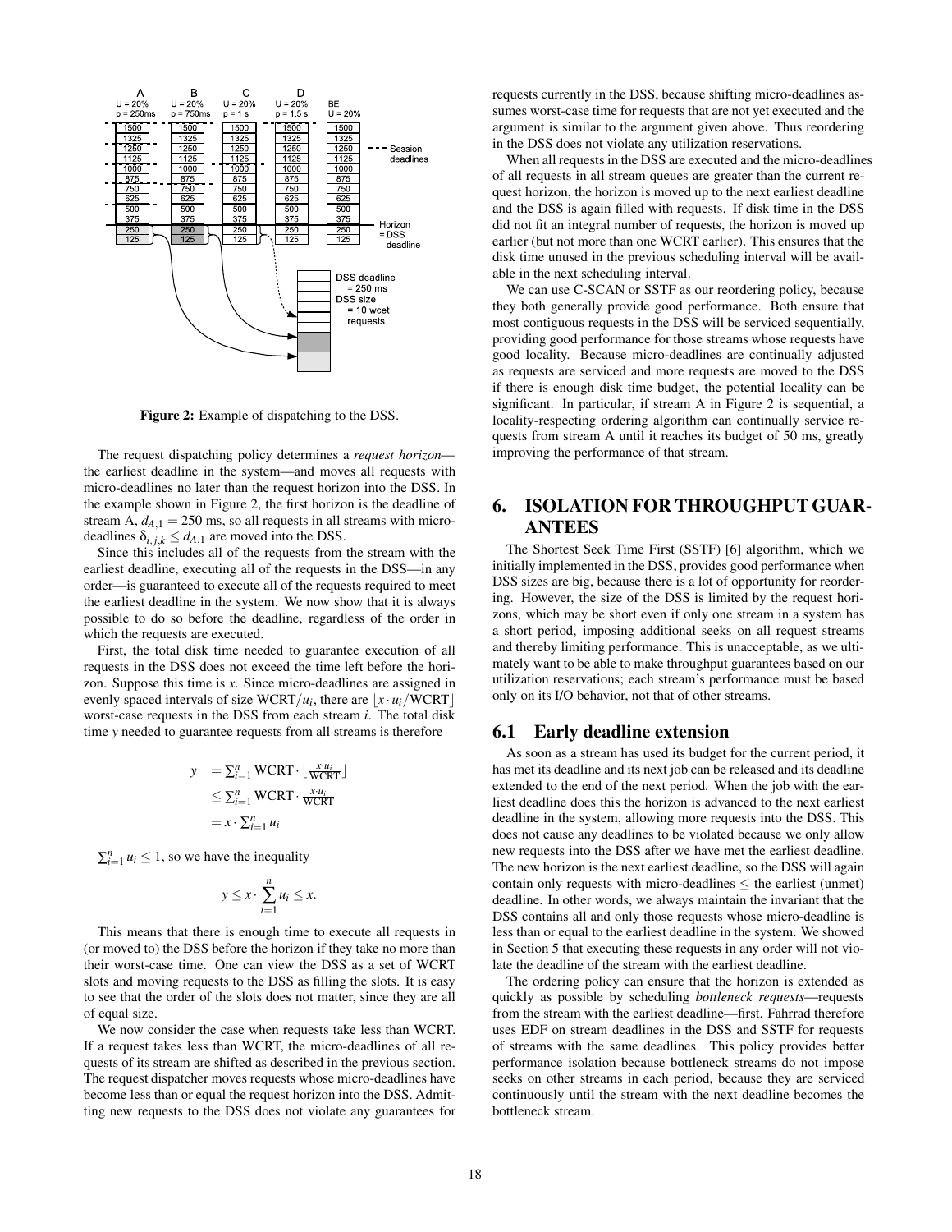Figure 2: Example of dispatching to the DSS.

The request dispatching policy determines a *request horizon*—the earliest deadline in the system—and moves all requests with micro-deadlines no later than the request horizon into the DSS. In the example shown in Figure 2, the first horizon is the deadline of stream A, $d_{A,1} = 250$ ms, so all requests in all streams with micro-deadlines $\delta_{i,j,k} \leq d_{A,1}$ are moved into the DSS.

Since this includes all of the requests from the stream with the earliest deadline, executing all of the requests in the DSS—in any order—is guaranteed to execute all of the requests required to meet the earliest deadline in the system. We now show that it is always possible to do so before the deadline, regardless of the order in which the requests are executed.

First, the total disk time needed to guarantee execution of all requests in the DSS does not exceed the time left before the horizon. Suppose this time is $x$. Since micro-deadlines are assigned in evenly spaced intervals of size $\text{WCRT}/u_i$, there are $\lfloor x \cdot u_i/\text{WCRT} \rfloor$ worst-case requests in the DSS from each stream $i$. The total disk time $y$ needed to guarantee requests from all streams is therefore

$$
\begin{aligned}
y &= \sum_{i=1}^{n} \text{WCRT} \cdot \lfloor \tfrac{x \cdot u_i}{\text{WCRT}} \rfloor \\
&\leq \sum_{i=1}^{n} \text{WCRT} \cdot \tfrac{x \cdot u_i}{\text{WCRT}} \\
&= x \cdot \sum_{i=1}^{n} u_i
\end{aligned}
$$

$\sum_{i=1}^{n} u_i \leq 1$, so we have the inequality

$$y \leq x \cdot \sum_{i=1}^{n} u_i \leq x.$$

This means that there is enough time to execute all requests in (or moved to) the DSS before the horizon if they take no more than their worst-case time. One can view the DSS as a set of WCRT slots and moving requests to the DSS as filling the slots. It is easy to see that the order of the slots does not matter, since they are all of equal size.

We now consider the case when requests take less than WCRT. If a request takes less than WCRT, the micro-deadlines of all requests of its stream are shifted as described in the previous section. The request dispatcher moves requests whose micro-deadlines have become less than or equal the request horizon into the DSS. Admitting new requests to the DSS does not violate any guarantees for requests currently in the DSS, because shifting micro-deadlines assumes worst-case time for requests that are not yet executed and the argument is similar to the argument given above. Thus reordering in the DSS does not violate any utilization reservations.

When all requests in the DSS are executed and the micro-deadlines of all requests in all stream queues are greater than the current request horizon, the horizon is moved up to the next earliest deadline and the DSS is again filled with requests. If disk time in the DSS did not fit an integral number of requests, the horizon is moved up earlier (but not more than one WCRT earlier). This ensures that the disk time unused in the previous scheduling interval will be available in the next scheduling interval.

We can use C-SCAN or SSTF as our reordering policy, because they both generally provide good performance. Both ensure that most contiguous requests in the DSS will be serviced sequentially, providing good performance for those streams whose requests have good locality. Because micro-deadlines are continually adjusted as requests are serviced and more requests are moved to the DSS if there is enough disk time budget, the potential locality can be significant. In particular, if stream A in Figure 2 is sequential, a locality-respecting ordering algorithm can continually service requests from stream A until it reaches its budget of 50 ms, greatly improving the performance of that stream.

# 6. ISOLATION FOR THROUGHPUT GUARANTEES

The Shortest Seek Time First (SSTF) [6] algorithm, which we initially implemented in the DSS, provides good performance when DSS sizes are big, because there is a lot of opportunity for reordering. However, the size of the DSS is limited by the request horizons, which may be short even if only one stream in a system has a short period, imposing additional seeks on all request streams and thereby limiting performance. This is unacceptable, as we ultimately want to be able to make throughput guarantees based on our utilization reservations; each stream's performance must be based only on its I/O behavior, not that of other streams.

## 6.1 Early deadline extension

As soon as a stream has used its budget for the current period, it has met its deadline and its next job can be released and its deadline extended to the end of the next period. When the job with the earliest deadline does this the horizon is advanced to the next earliest deadline in the system, allowing more requests into the DSS. This does not cause any deadlines to be violated because we only allow new requests into the DSS after we have met the earliest deadline. The new horizon is the next earliest deadline, so the DSS will again contain only requests with micro-deadlines $\leq$ the earliest (unmet) deadline. In other words, we always maintain the invariant that the DSS contains all and only those requests whose micro-deadline is less than or equal to the earliest deadline in the system. We showed in Section 5 that executing these requests in any order will not violate the deadline of the stream with the earliest deadline.

The ordering policy can ensure that the horizon is extended as quickly as possible by scheduling *bottleneck requests*—requests from the stream with the earliest deadline—first. Fahrrad therefore uses EDF on stream deadlines in the DSS and SSTF for requests of streams with the same deadlines. This policy provides better performance isolation because bottleneck streams do not impose seeks on other streams in each period, because they are serviced continuously until the stream with the next deadline becomes the bottleneck stream.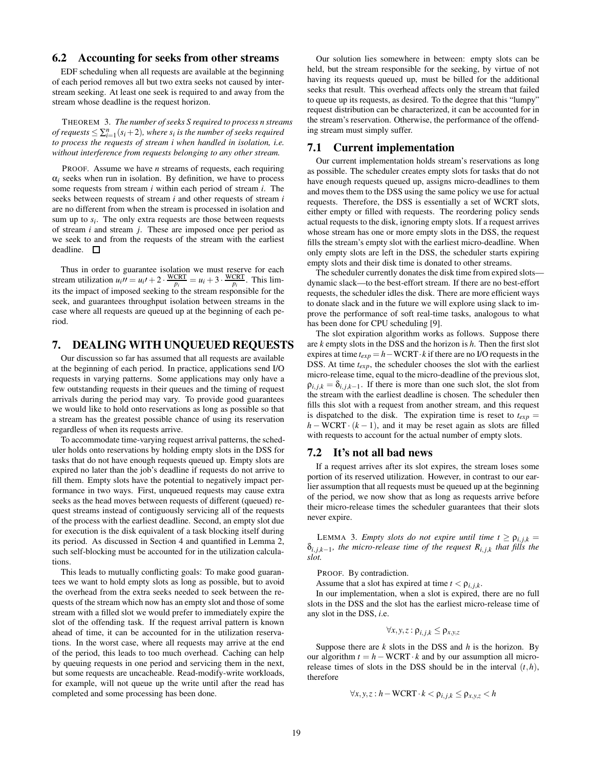### 6.2 Accounting for seeks from other streams

EDF scheduling when all requests are available at the beginning of each period removes all but two extra seeks not caused by inter-stream seeking. At least one seek is required to and away from the stream whose deadline is the request horizon.

THEOREM 3. *The number of seeks $S$ required to process $n$ streams of requests $\leq \sum_{i=1}^{n}(s_i+2)$, where $s_i$ is the number of seeks required to process the requests of stream $i$ when handled in isolation, i.e. without interference from requests belonging to any other stream.*

PROOF. Assume we have $n$ streams of requests, each requiring $\alpha_i$ seeks when run in isolation. By definition, we have to process some requests from stream $i$ within each period of stream $i$. The seeks between requests of stream $i$ and other requests of stream $i$ are no different from when the stream is processed in isolation and sum up to $s_i$. The only extra requests are those between requests of stream $i$ and stream $j$. These are imposed once per period as we seek to and from the requests of the stream with the earliest deadline. □

Thus in order to guarantee isolation we must reserve for each stream utilization $u_i'' = u_i' + 2 \cdot \frac{\text{WCRT}}{p_i} = u_i + 3 \cdot \frac{\text{WCRT}}{p_i}$. This limits the impact of imposed seeking to the stream responsible for the seek, and guarantees throughput isolation between streams in the case where all requests are queued up at the beginning of each period.

## 7. DEALING WITH UNQUEUED REQUESTS

Our discussion so far has assumed that all requests are available at the beginning of each period. In practice, applications send I/O requests in varying patterns. Some applications may only have a few outstanding requests in their queues and the timing of request arrivals during the period may vary. To provide good guarantees we would like to hold onto reservations as long as possible so that a stream has the greatest possible chance of using its reservation regardless of when its requests arrive.

To accommodate time-varying request arrival patterns, the scheduler holds onto reservations by holding empty slots in the DSS for tasks that do not have enough requests queued up. Empty slots are expired no later than the job's deadline if requests do not arrive to fill them. Empty slots have the potential to negatively impact performance in two ways. First, unqueued requests may cause extra seeks as the head moves between requests of different (queued) request streams instead of contiguously servicing all of the requests of the process with the earliest deadline. Second, an empty slot due for execution is the disk equivalent of a task blocking itself during its period. As discussed in Section 4 and quantified in Lemma 2, such self-blocking must be accounted for in the utilization calculations.

This leads to mutually conflicting goals: To make good guarantees we want to hold empty slots as long as possible, but to avoid the overhead from the extra seeks needed to seek between the requests of the stream which now has an empty slot and those of some stream with a filled slot we would prefer to immediately expire the slot of the offending task. If the request arrival pattern is known ahead of time, it can be accounted for in the utilization reservations. In the worst case, where all requests may arrive at the end of the period, this leads to too much overhead. Caching can help by queuing requests in one period and servicing them in the next, but some requests are uncacheable. Read-modify-write workloads, for example, will not queue up the write until after the read has completed and some processing has been done.

Our solution lies somewhere in between: empty slots can be held, but the stream responsible for the seeking, by virtue of not having its requests queued up, must be billed for the additional seeks that result. This overhead affects only the stream that failed to queue up its requests, as desired. To the degree that this "lumpy" request distribution can be characterized, it can be accounted for in the stream's reservation. Otherwise, the performance of the offending stream must simply suffer.

### 7.1 Current implementation

Our current implementation holds stream's reservations as long as possible. The scheduler creates empty slots for tasks that do not have enough requests queued up, assigns micro-deadlines to them and moves them to the DSS using the same policy we use for actual requests. Therefore, the DSS is essentially a set of WCRT slots, either empty or filled with requests. The reordering policy sends actual requests to the disk, ignoring empty slots. If a request arrives whose stream has one or more empty slots in the DSS, the request fills the stream's empty slot with the earliest micro-deadline. When only empty slots are left in the DSS, the scheduler starts expiring empty slots and their disk time is donated to other streams.

The scheduler currently donates the disk time from expired slots—dynamic slack—to the best-effort stream. If there are no best-effort requests, the scheduler idles the disk. There are more efficient ways to donate slack and in the future we will explore using slack to improve the performance of soft real-time tasks, analogous to what has been done for CPU scheduling [9].

The slot expiration algorithm works as follows. Suppose there are $k$ empty slots in the DSS and the horizon is $h$. Then the first slot expires at time $t_{exp} = h - \text{WCRT} \cdot k$ if there are no I/O requests in the DSS. At time $t_{exp}$, the scheduler chooses the slot with the earliest micro-release time, equal to the micro-deadline of the previous slot, $\rho_{i,j,k} = \delta_{i,j,k-1}$. If there is more than one such slot, the slot from the stream with the earliest deadline is chosen. The scheduler then fills this slot with a request from another stream, and this request is dispatched to the disk. The expiration time is reset to $t_{exp} = h - \text{WCRT} \cdot (k-1)$, and it may be reset again as slots are filled with requests to account for the actual number of empty slots.

### 7.2 It's not all bad news

If a request arrives after its slot expires, the stream loses some portion of its reserved utilization. However, in contrast to our earlier assumption that all requests must be queued up at the beginning of the period, we now show that as long as requests arrive before their micro-release times the scheduler guarantees that their slots never expire.

LEMMA 3. *Empty slots do not expire until time $t \geq \rho_{i,j,k} = \delta_{i,j,k-1}$, the micro-release time of the request $R_{i,j,k}$ that fills the slot.*

PROOF. By contradiction.

Assume that a slot has expired at time $t < \rho_{i,j,k}$.

In our implementation, when a slot is expired, there are no full slots in the DSS and the slot has the earliest micro-release time of any slot in the DSS, *i*.e.

$$\forall x,y,z : \rho_{i,j,k} \leq \rho_{x,y,z}$$

Suppose there are $k$ slots in the DSS and $h$ is the horizon. By our algorithm $t = h - \text{WCRT} \cdot k$ and by our assumption all micro-release times of slots in the DSS should be in the interval $(t,h)$, therefore

$$\forall x,y,z : h - \text{WCRT} \cdot k < \rho_{i,j,k} \leq \rho_{x,y,z} < h$$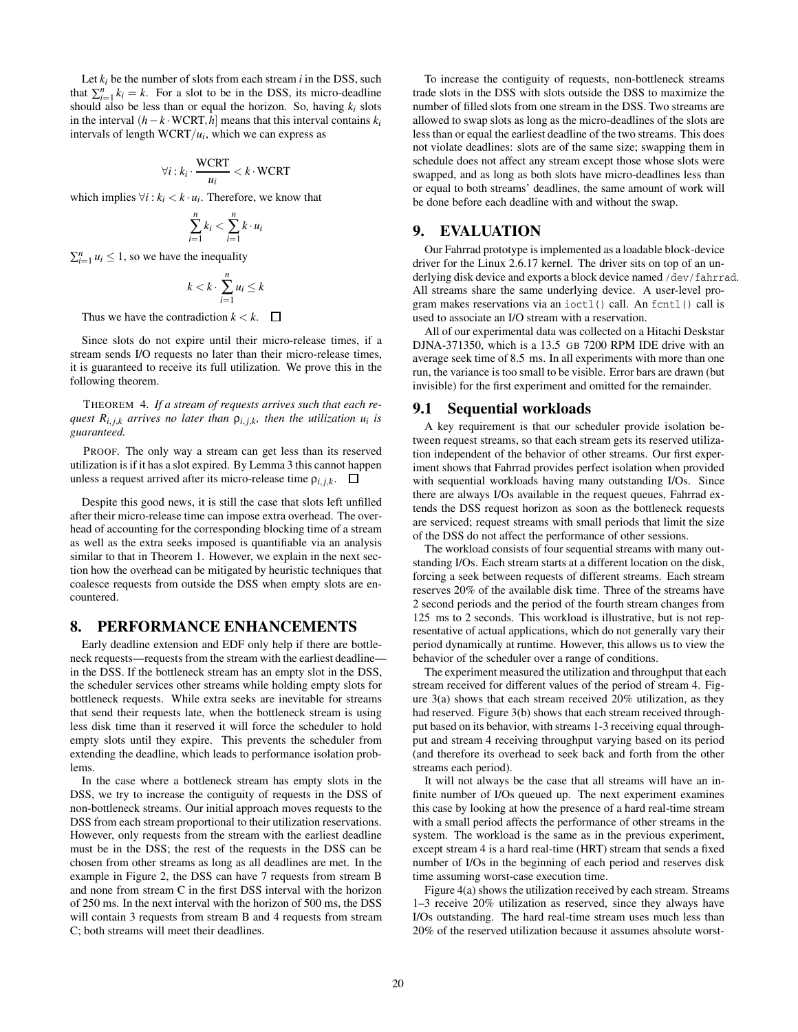Let $k_i$ be the number of slots from each stream $i$ in the DSS, such that $\sum_{i=1}^{n} k_i = k$. For a slot to be in the DSS, its micro-deadline should also be less than or equal the horizon. So, having $k_i$ slots in the interval $(h - k \cdot \text{WCRT}, h]$ means that this interval contains $k_i$ intervals of length $\text{WCRT}/u_i$, which we can express as

$$\forall i : k_i \cdot \frac{\text{WCRT}}{u_i} < k \cdot \text{WCRT}$$

which implies $\forall i : k_i < k \cdot u_i$. Therefore, we know that

$$\sum_{i=1}^{n} k_i < \sum_{i=1}^{n} k \cdot u_i$$

$\sum_{i=1}^{n} u_i \leq 1$, so we have the inequality

$$k < k \cdot \sum_{i=1}^{n} u_i \leq k$$

Thus we have the contradiction $k < k$. □

Since slots do not expire until their micro-release times, if a stream sends I/O requests no later than their micro-release times, it is guaranteed to receive its full utilization. We prove this in the following theorem.

THEOREM 4. *If a stream of requests arrives such that each request $R_{i,j,k}$ arrives no later than $\rho_{i,j,k}$, then the utilization $u_i$ is guaranteed.*

PROOF. The only way a stream can get less than its reserved utilization is if it has a slot expired. By Lemma 3 this cannot happen unless a request arrived after its micro-release time $\rho_{i,j,k}$. □

Despite this good news, it is still the case that slots left unfilled after their micro-release time can impose extra overhead. The overhead of accounting for the corresponding blocking time of a stream as well as the extra seeks imposed is quantifiable via an analysis similar to that in Theorem 1. However, we explain in the next section how the overhead can be mitigated by heuristic techniques that coalesce requests from outside the DSS when empty slots are encountered.

## 8. PERFORMANCE ENHANCEMENTS

Early deadline extension and EDF only help if there are bottleneck requests—requests from the stream with the earliest deadline—in the DSS. If the bottleneck stream has an empty slot in the DSS, the scheduler services other streams while holding empty slots for bottleneck requests. While extra seeks are inevitable for streams that send their requests late, when the bottleneck stream is using less disk time than it reserved it will force the scheduler to hold empty slots until they expire. This prevents the scheduler from extending the deadline, which leads to performance isolation problems.

In the case where a bottleneck stream has empty slots in the DSS, we try to increase the contiguity of requests in the DSS of non-bottleneck streams. Our initial approach moves requests to the DSS from each stream proportional to their utilization reservations. However, only requests from the stream with the earliest deadline must be in the DSS; the rest of the requests in the DSS can be chosen from other streams as long as all deadlines are met. In the example in Figure 2, the DSS can have 7 requests from stream B and none from stream C in the first DSS interval with the horizon of 250 ms. In the next interval with the horizon of 500 ms, the DSS will contain 3 requests from stream B and 4 requests from stream C; both streams will meet their deadlines.

To increase the contiguity of requests, non-bottleneck streams trade slots in the DSS with slots outside the DSS to maximize the number of filled slots from one stream in the DSS. Two streams are allowed to swap slots as long as the micro-deadlines of the slots are less than or equal the earliest deadline of the two streams. This does not violate deadlines: slots are of the same size; swapping them in schedule does not affect any stream except those whose slots were swapped, and as long as both slots have micro-deadlines less than or equal to both streams' deadlines, the same amount of work will be done before each deadline with and without the swap.

## 9. EVALUATION

Our Fahrrad prototype is implemented as a loadable block-device driver for the Linux 2.6.17 kernel. The driver sits on top of an underlying disk device and exports a block device named `/dev/fahrrad`. All streams share the same underlying device. A user-level program makes reservations via an `ioctl()` call. An `fcntl()` call is used to associate an I/O stream with a reservation.

All of our experimental data was collected on a Hitachi Deskstar DJNA-371350, which is a 13.5 GB 7200 RPM IDE drive with an average seek time of 8.5 ms. In all experiments with more than one run, the variance is too small to be visible. Error bars are drawn (but invisible) for the first experiment and omitted for the remainder.

### 9.1 Sequential workloads

A key requirement is that our scheduler provide isolation between request streams, so that each stream gets its reserved utilization independent of the behavior of other streams. Our first experiment shows that Fahrrad provides perfect isolation when provided with sequential workloads having many outstanding I/Os. Since there are always I/Os available in the request queues, Fahrrad extends the DSS request horizon as soon as the bottleneck requests are serviced; request streams with small periods that limit the size of the DSS do not affect the performance of other sessions.

The workload consists of four sequential streams with many outstanding I/Os. Each stream starts at a different location on the disk, forcing a seek between requests of different streams. Each stream reserves 20% of the available disk time. Three of the streams have 2 second periods and the period of the fourth stream changes from 125 ms to 2 seconds. This workload is illustrative, but is not representative of actual applications, which do not generally vary their period dynamically at runtime. However, this allows us to view the behavior of the scheduler over a range of conditions.

The experiment measured the utilization and throughput that each stream received for different values of the period of stream 4. Figure 3(a) shows that each stream received 20% utilization, as they had reserved. Figure 3(b) shows that each stream received throughput based on its behavior, with streams 1-3 receiving equal throughput and stream 4 receiving throughput varying based on its period (and therefore its overhead to seek back and forth from the other streams each period).

It will not always be the case that all streams will have an infinite number of I/Os queued up. The next experiment examines this case by looking at how the presence of a hard real-time stream with a small period affects the performance of other streams in the system. The workload is the same as in the previous experiment, except stream 4 is a hard real-time (HRT) stream that sends a fixed number of I/Os in the beginning of each period and reserves disk time assuming worst-case execution time.

Figure 4(a) shows the utilization received by each stream. Streams 1–3 receive 20% utilization as reserved, since they always have I/Os outstanding. The hard real-time stream uses much less than 20% of the reserved utilization because it assumes absolute worst-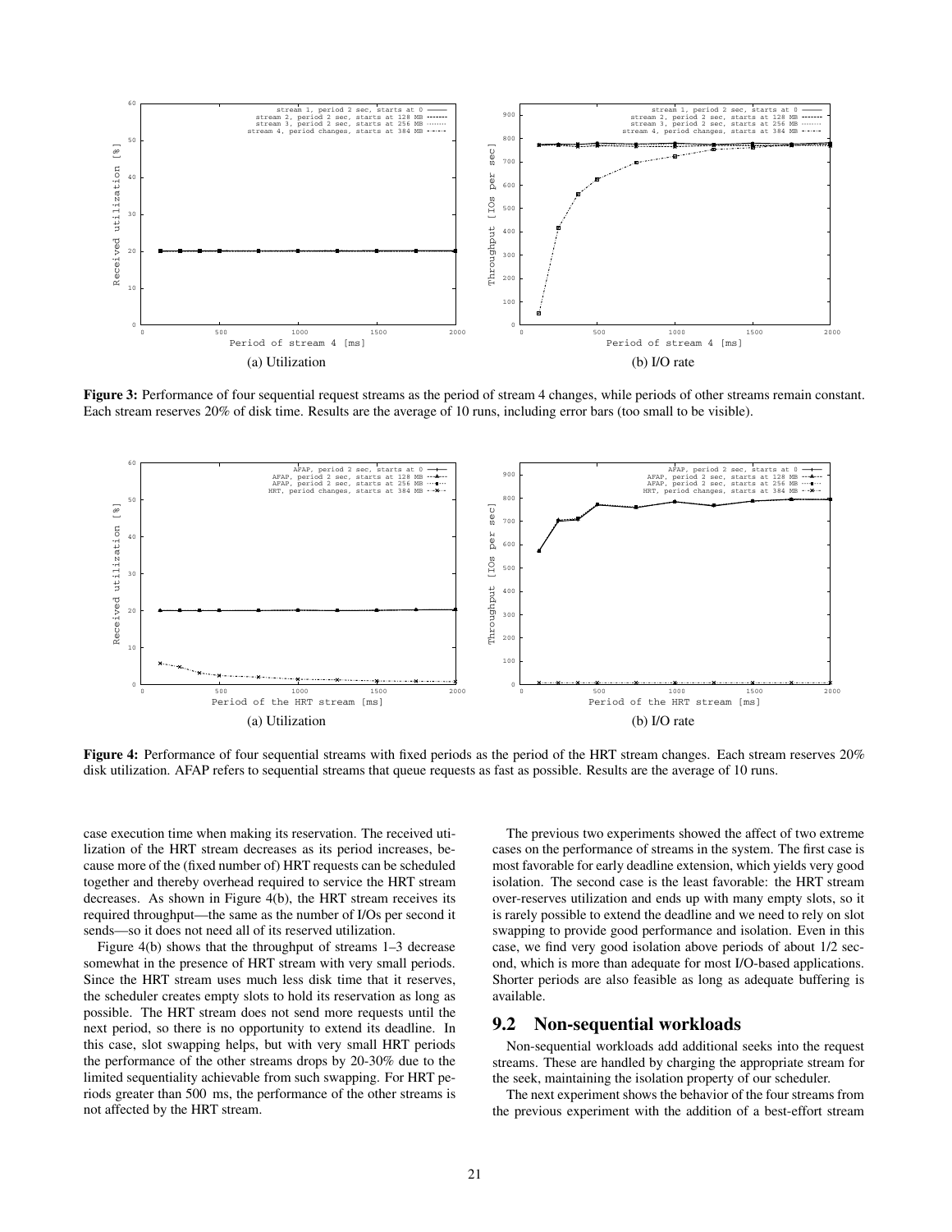(a) Utilization

(b) I/O rate

**Figure 3:** Performance of four sequential request streams as the period of stream 4 changes, while periods of other streams remain constant. Each stream reserves 20% of disk time. Results are the average of 10 runs, including error bars (too small to be visible).

(a) Utilization

(b) I/O rate

**Figure 4:** Performance of four sequential streams with fixed periods as the period of the HRT stream changes. Each stream reserves 20% disk utilization. AFAP refers to sequential streams that queue requests as fast as possible. Results are the average of 10 runs.

case execution time when making its reservation. The received utilization of the HRT stream decreases as its period increases, because more of the (fixed number of) HRT requests can be scheduled together and thereby overhead required to service the HRT stream decreases. As shown in Figure 4(b), the HRT stream receives its required throughput—the same as the number of I/Os per second it sends—so it does not need all of its reserved utilization.

Figure 4(b) shows that the throughput of streams 1–3 decrease somewhat in the presence of HRT stream with very small periods. Since the HRT stream uses much less disk time that it reserves, the scheduler creates empty slots to hold its reservation as long as possible. The HRT stream does not send more requests until the next period, so there is no opportunity to extend its deadline. In this case, slot swapping helps, but with very small HRT periods the performance of the other streams drops by 20-30% due to the limited sequentiality achievable from such swapping. For HRT periods greater than 500 ms, the performance of the other streams is not affected by the HRT stream.

The previous two experiments showed the affect of two extreme cases on the performance of streams in the system. The first case is most favorable for early deadline extension, which yields very good isolation. The second case is the least favorable: the HRT stream over-reserves utilization and ends up with many empty slots, so it is rarely possible to extend the deadline and we need to rely on slot swapping to provide good performance and isolation. Even in this case, we find very good isolation above periods of about 1/2 second, which is more than adequate for most I/O-based applications. Shorter periods are also feasible as long as adequate buffering is available.

## 9.2 Non-sequential workloads

Non-sequential workloads add additional seeks into the request streams. These are handled by charging the appropriate stream for the seek, maintaining the isolation property of our scheduler.

The next experiment shows the behavior of the four streams from the previous experiment with the addition of a best-effort stream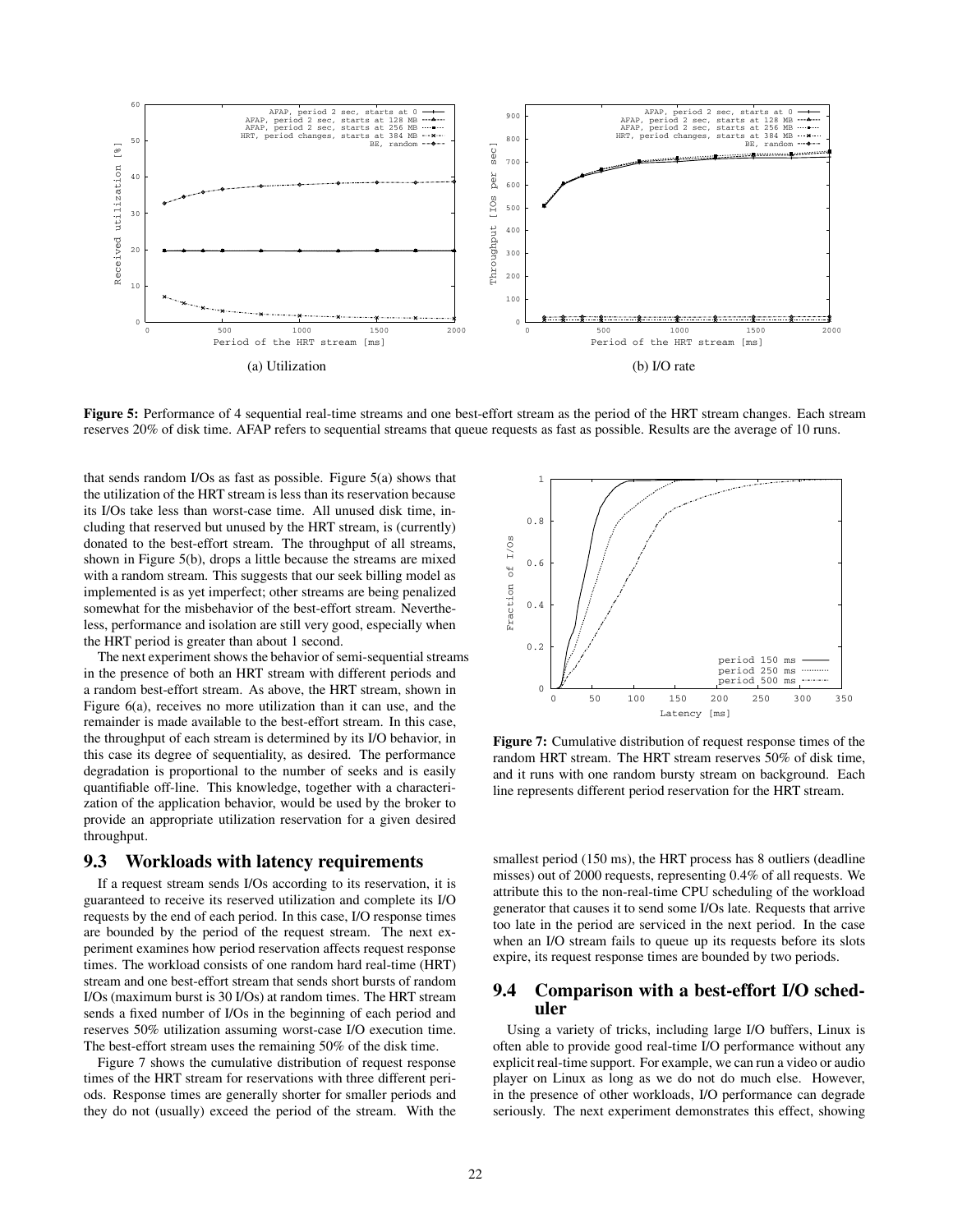60

50

40

30

20

10

0

Received utilization [%]

0 500 1000 1500 2000

Period of the HRT stream [ms]

AFAP, period 2 sec, starts at 0
AFAP, period 2 sec, starts at 128 MB
AFAP, period 2 sec, starts at 256 MB
HRT, period changes, starts at 384 MB
BE, random

(a) Utilization

900

800

700

600

500

400

300

200

100

0

Throughput [IOs per sec]

0 500 1000 1500 2000

Period of the HRT stream [ms]

AFAP, period 2 sec, starts at 0
AFAP, period 2 sec, starts at 128 MB
AFAP, period 2 sec, starts at 256 MB
HRT, period changes, starts at 384 MB
BE, random

(b) I/O rate

**Figure 5:** Performance of 4 sequential real-time streams and one best-effort stream as the period of the HRT stream changes. Each stream reserves 20% of disk time. AFAP refers to sequential streams that queue requests as fast as possible. Results are the average of 10 runs.

that sends random I/Os as fast as possible. Figure 5(a) shows that the utilization of the HRT stream is less than its reservation because its I/Os take less than worst-case time. All unused disk time, including that reserved but unused by the HRT stream, is (currently) donated to the best-effort stream. The throughput of all streams, shown in Figure 5(b), drops a little because the streams are mixed with a random stream. This suggests that our seek billing model as implemented is as yet imperfect; other streams are being penalized somewhat for the misbehavior of the best-effort stream. Nevertheless, performance and isolation are still very good, especially when the HRT period is greater than about 1 second.

The next experiment shows the behavior of semi-sequential streams in the presence of both an HRT stream with different periods and a random best-effort stream. As above, the HRT stream, shown in Figure 6(a), receives no more utilization than it can use, and the remainder is made available to the best-effort stream. In this case, the throughput of each stream is determined by its I/O behavior, in this case its degree of sequentiality, as desired. The performance degradation is proportional to the number of seeks and is easily quantifiable off-line. This knowledge, together with a characterization of the application behavior, would be used by the broker to provide an appropriate utilization reservation for a given desired throughput.

## 9.3 Workloads with latency requirements

If a request stream sends I/Os according to its reservation, it is guaranteed to receive its reserved utilization and complete its I/O requests by the end of each period. In this case, I/O response times are bounded by the period of the request stream. The next experiment examines how period reservation affects request response times. The workload consists of one random hard real-time (HRT) stream and one best-effort stream that sends short bursts of random I/Os (maximum burst is 30 I/Os) at random times. The HRT stream sends a fixed number of I/Os in the beginning of each period and reserves 50% utilization assuming worst-case I/O execution time. The best-effort stream uses the remaining 50% of the disk time.

Figure 7 shows the cumulative distribution of request response times of the HRT stream for reservations with three different periods. Response times are generally shorter for smaller periods and they do not (usually) exceed the period of the stream. With the

1

0.8

0.6

0.4

0.2

0

Fraction of I/Os

0 50 100 150 200 250 300 350

Latency [ms]

period 150 ms
period 250 ms
period 500 ms

**Figure 7:** Cumulative distribution of request response times of the random HRT stream. The HRT stream reserves 50% of disk time, and it runs with one random bursty stream on background. Each line represents different period reservation for the HRT stream.

smallest period (150 ms), the HRT process has 8 outliers (deadline misses) out of 2000 requests, representing 0.4% of all requests. We attribute this to the non-real-time CPU scheduling of the workload generator that causes it to send some I/Os late. Requests that arrive too late in the period are serviced in the next period. In the case when an I/O stream fails to queue up its requests before its slots expire, its request response times are bounded by two periods.

## 9.4 Comparison with a best-effort I/O scheduler

Using a variety of tricks, including large I/O buffers, Linux is often able to provide good real-time I/O performance without any explicit real-time support. For example, we can run a video or audio player on Linux as long as we do not do much else. However, in the presence of other workloads, I/O performance can degrade seriously. The next experiment demonstrates this effect, showing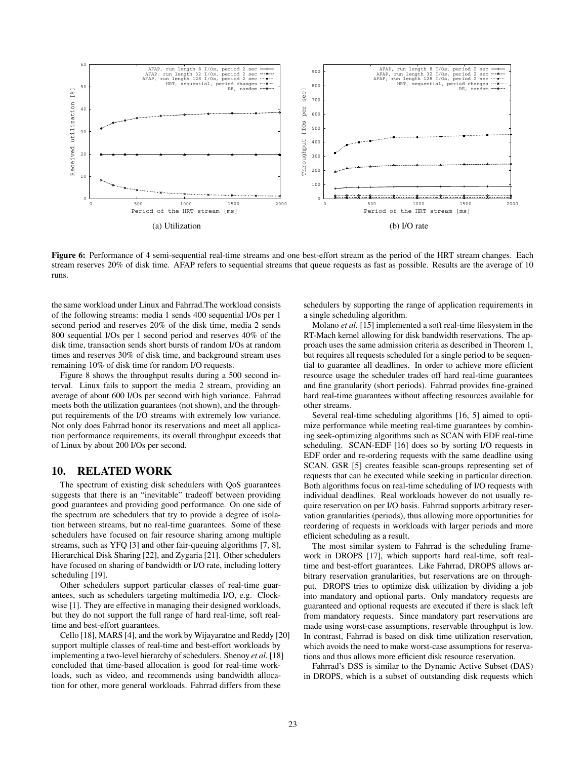(a) Utilization

(b) I/O rate

**Figure 6:** Performance of 4 semi-sequential real-time streams and one best-effort stream as the period of the HRT stream changes. Each stream reserves 20% of disk time. AFAP refers to sequential streams that queue requests as fast as possible. Results are the average of 10 runs.

the same workload under Linux and Fahrrad.The workload consists of the following streams: media 1 sends 400 sequential I/Os per 1 second period and reserves 20% of the disk time, media 2 sends 800 sequential I/Os per 1 second period and reserves 40% of the disk time, transaction sends short bursts of random I/Os at random times and reserves 30% of disk time, and background stream uses remaining 10% of disk time for random I/O requests.

Figure 8 shows the throughput results during a 500 second interval. Linux fails to support the media 2 stream, providing an average of about 600 I/Os per second with high variance. Fahrrad meets both the utilization guarantees (not shown), and the throughput requirements of the I/O streams with extremely low variance. Not only does Fahrrad honor its reservations and meet all application performance requirements, its overall throughput exceeds that of Linux by about 200 I/Os per second.

## 10. RELATED WORK

The spectrum of existing disk schedulers with QoS guarantees suggests that there is an "inevitable" tradeoff between providing good guarantees and providing good performance. On one side of the spectrum are schedulers that try to provide a degree of isolation between streams, but no real-time guarantees. Some of these schedulers have focused on fair resource sharing among multiple streams, such as YFQ [3] and other fair-queuing algorithms [7, 8], Hierarchical Disk Sharing [22], and Zygaria [21]. Other schedulers have focused on sharing of bandwidth or I/O rate, including lottery scheduling [19].

Other schedulers support particular classes of real-time guarantees, such as schedulers targeting multimedia I/O, e.g. Clockwise [1]. They are effective in managing their designed workloads, but they do not support the full range of hard real-time, soft real-time and best-effort guarantees.

Cello [18], MARS [4], and the work by Wijayaratne and Reddy [20] support multiple classes of real-time and best-effort workloads by implementing a two-level hierarchy of schedulers. Shenoy *et al.* [18] concluded that time-based allocation is good for real-time workloads, such as video, and recommends using bandwidth allocation for other, more general workloads. Fahrrad differs from these schedulers by supporting the range of application requirements in a single scheduling algorithm.

Molano *et al.* [15] implemented a soft real-time filesystem in the RT-Mach kernel allowing for disk bandwidth reservations. The approach uses the same admission criteria as described in Theorem 1, but requires all requests scheduled for a single period to be sequential to guarantee all deadlines. In order to achieve more efficient resource usage the scheduler trades off hard real-time guarantees and fine granularity (short periods). Fahrrad provides fine-grained hard real-time guarantees without affecting resources available for other streams.

Several real-time scheduling algorithms [16, 5] aimed to optimize performance while meeting real-time guarantees by combining seek-optimizing algorithms such as SCAN with EDF real-time scheduling. SCAN-EDF [16] does so by sorting I/O requests in EDF order and re-ordering requests with the same deadline using SCAN. GSR [5] creates feasible scan-groups representing set of requests that can be executed while seeking in particular direction. Both algorithms focus on real-time scheduling of I/O requests with individual deadlines. Real workloads however do not usually require reservation on per I/O basis. Fahrrad supports arbitrary reservation granularities (periods), thus allowing more opportunities for reordering of requests in workloads with larger periods and more efficient scheduling as a result.

The most similar system to Fahrrad is the scheduling framework in DROPS [17], which supports hard real-time, soft real-time and best-effort guarantees. Like Fahrrad, DROPS allows arbitrary reservation granularities, but reservations are on throughput. DROPS tries to optimize disk utilization by dividing a job into mandatory and optional parts. Only mandatory requests are guaranteed and optional requests are executed if there is slack left from mandatory requests. Since mandatory part reservations are made using worst-case assumptions, reservable throughput is low. In contrast, Fahrrad is based on disk time utilization reservation, which avoids the need to make worst-case assumptions for reservations and thus allows more efficient disk resource reservation.

Fahrrad's DSS is similar to the Dynamic Active Subset (DAS) in DROPS, which is a subset of outstanding disk requests which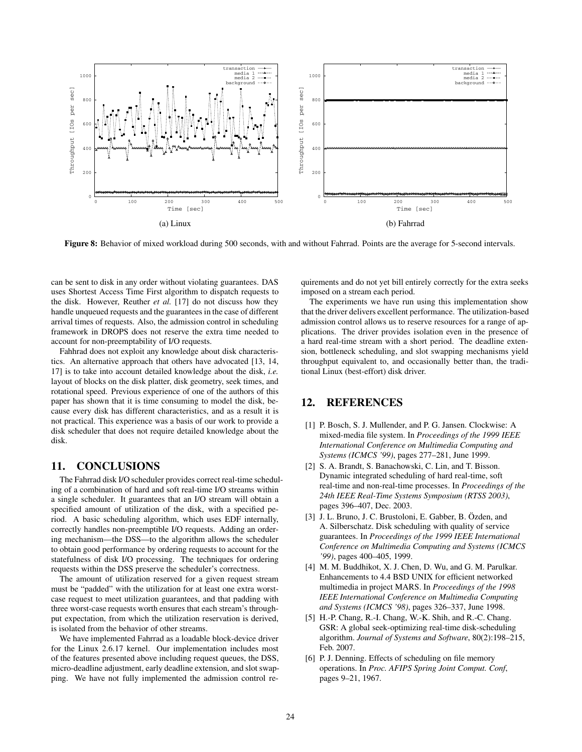Throughput [IOs per sec]

1000
800
600
400
200
0

0 100 200 300 400 500

Time [sec]

transaction
media 1
media 2
background

(a) Linux

Throughput [IOs per sec]

1000
800
600
400
200
0

0 100 200 300 400 500

Time [sec]

transaction
media 1
media 2
background

(b) Fahrrad

**Figure 8:** Behavior of mixed workload during 500 seconds, with and without Fahrrad. Points are the average for 5-second intervals.

can be sent to disk in any order without violating guarantees. DAS uses Shortest Access Time First algorithm to dispatch requests to the disk. However, Reuther *et al.* [17] do not discuss how they handle unqueued requests and the guarantees in the case of different arrival times of requests. Also, the admission control in scheduling framework in DROPS does not reserve the extra time needed to account for non-preemptability of I/O requests.

Fahhrad does not exploit any knowledge about disk characteristics. An alternative approach that others have advocated [13, 14, 17] is to take into account detailed knowledge about the disk, *i.e.* layout of blocks on the disk platter, disk geometry, seek times, and rotational speed. Previous experience of one of the authors of this paper has shown that it is time consuming to model the disk, because every disk has different characteristics, and as a result it is not practical. This experience was a basis of our work to provide a disk scheduler that does not require detailed knowledge about the disk.

## 11. CONCLUSIONS

The Fahrrad disk I/O scheduler provides correct real-time scheduling of a combination of hard and soft real-time I/O streams within a single scheduler. It guarantees that an I/O stream will obtain a specified amount of utilization of the disk, with a specified period. A basic scheduling algorithm, which uses EDF internally, correctly handles non-preemptible I/O requests. Adding an ordering mechanism—the DSS—to the algorithm allows the scheduler to obtain good performance by ordering requests to account for the statefulness of disk I/O processing. The techniques for ordering requests within the DSS preserve the scheduler's correctness.

The amount of utilization reserved for a given request stream must be "padded" with the utilization for at least one extra worst-case request to meet utilization guarantees, and that padding with three worst-case requests worth ensures that each stream's throughput expectation, from which the utilization reservation is derived, is isolated from the behavior of other streams.

We have implemented Fahrrad as a loadable block-device driver for the Linux 2.6.17 kernel. Our implementation includes most of the features presented above including request queues, the DSS, micro-deadline adjustment, early deadline extension, and slot swapping. We have not fully implemented the admission control requirements and do not yet bill entirely correctly for the extra seeks imposed on a stream each period.

The experiments we have run using this implementation show that the driver delivers excellent performance. The utilization-based admission control allows us to reserve resources for a range of applications. The driver provides isolation even in the presence of a hard real-time stream with a short period. The deadline extension, bottleneck scheduling, and slot swapping mechanisms yield throughput equivalent to, and occasionally better than, the traditional Linux (best-effort) disk driver.

## 12. REFERENCES

[1] P. Bosch, S. J. Mullender, and P. G. Jansen. Clockwise: A mixed-media file system. In *Proceedings of the 1999 IEEE International Conference on Multimedia Computing and Systems (ICMCS '99)*, pages 277–281, June 1999.

[2] S. A. Brandt, S. Banachowski, C. Lin, and T. Bisson. Dynamic integrated scheduling of hard real-time, soft real-time and non-real-time processes. In *Proceedings of the 24th IEEE Real-Time Systems Symposium (RTSS 2003)*, pages 396–407, Dec. 2003.

[3] J. L. Bruno, J. C. Brustoloni, E. Gabber, B. Özden, and A. Silberschatz. Disk scheduling with quality of service guarantees. In *Proceedings of the 1999 IEEE International Conference on Multimedia Computing and Systems (ICMCS '99)*, pages 400–405, 1999.

[4] M. M. Buddhikot, X. J. Chen, D. Wu, and G. M. Parulkar. Enhancements to 4.4 BSD UNIX for efficient networked multimedia in project MARS. In *Proceedings of the 1998 IEEE International Conference on Multimedia Computing and Systems (ICMCS '98)*, pages 326–337, June 1998.

[5] H.-P. Chang, R.-I. Chang, W.-K. Shih, and R.-C. Chang. GSR: A global seek-optimizing real-time disk-scheduling algorithm. *Journal of Systems and Software*, 80(2):198–215, Feb. 2007.

[6] P. J. Denning. Effects of scheduling on file memory operations. In *Proc. AFIPS Spring Joint Comput. Conf*, pages 9–21, 1967.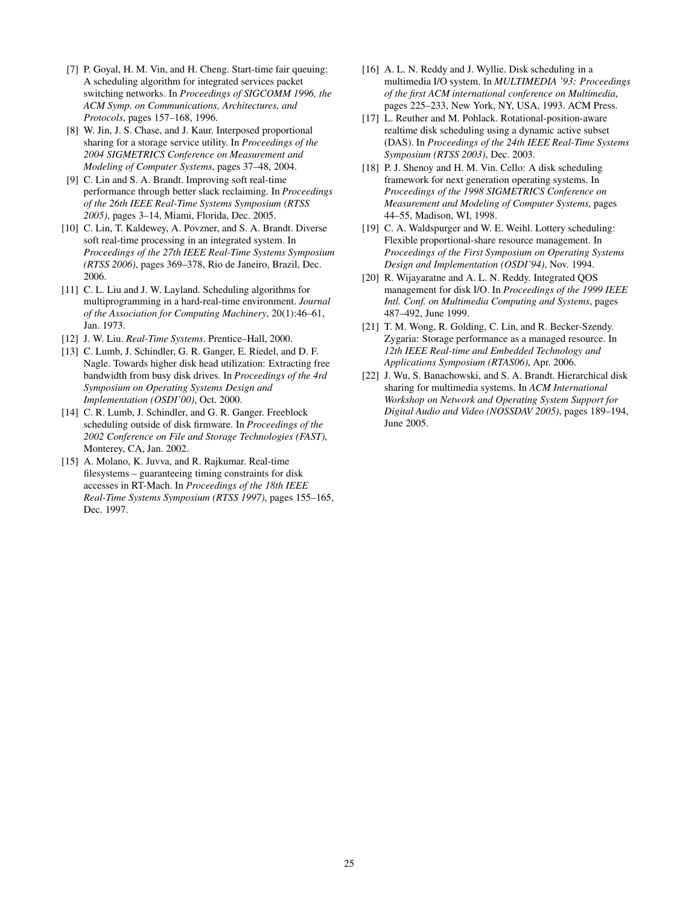[7] P. Goyal, H. M. Vin, and H. Cheng. Start-time fair queuing: A scheduling algorithm for integrated services packet switching networks. In *Proceedings of SIGCOMM 1996, the ACM Symp. on Communications, Architectures, and Protocols*, pages 157–168, 1996.

[8] W. Jin, J. S. Chase, and J. Kaur. Interposed proportional sharing for a storage service utility. In *Proceedings of the 2004 SIGMETRICS Conference on Measurement and Modeling of Computer Systems*, pages 37–48, 2004.

[9] C. Lin and S. A. Brandt. Improving soft real-time performance through better slack reclaiming. In *Proceedings of the 26th IEEE Real-Time Systems Symposium (RTSS 2005)*, pages 3–14, Miami, Florida, Dec. 2005.

[10] C. Lin, T. Kaldewey, A. Povzner, and S. A. Brandt. Diverse soft real-time processing in an integrated system. In *Proceedings of the 27th IEEE Real-Time Systems Symposium (RTSS 2006)*, pages 369–378, Rio de Janeiro, Brazil, Dec. 2006.

[11] C. L. Liu and J. W. Layland. Scheduling algorithms for multiprogramming in a hard-real-time environment. *Journal of the Association for Computing Machinery*, 20(1):46–61, Jan. 1973.

[12] J. W. Liu. *Real-Time Systems*. Prentice–Hall, 2000.

[13] C. Lumb, J. Schindler, G. R. Ganger, E. Riedel, and D. F. Nagle. Towards higher disk head utilization: Extracting free bandwidth from busy disk drives. In *Proceedings of the 4rd Symposium on Operating Systems Design and Implementation (OSDI'00)*, Oct. 2000.

[14] C. R. Lumb, J. Schindler, and G. R. Ganger. Freeblock scheduling outside of disk firmware. In *Proceedings of the 2002 Conference on File and Storage Technologies (FAST)*, Monterey, CA, Jan. 2002.

[15] A. Molano, K. Juvva, and R. Rajkumar. Real-time filesystems – guaranteeing timing constraints for disk accesses in RT-Mach. In *Proceedings of the 18th IEEE Real-Time Systems Symposium (RTSS 1997)*, pages 155–165, Dec. 1997.

[16] A. L. N. Reddy and J. Wyllie. Disk scheduling in a multimedia I/O system. In *MULTIMEDIA '93: Proceedings of the first ACM international conference on Multimedia*, pages 225–233, New York, NY, USA, 1993. ACM Press.

[17] L. Reuther and M. Pohlack. Rotational-position-aware realtime disk scheduling using a dynamic active subset (DAS). In *Proceedings of the 24th IEEE Real-Time Systems Symposium (RTSS 2003)*, Dec. 2003.

[18] P. J. Shenoy and H. M. Vin. Cello: A disk scheduling framework for next generation operating systems. In *Proceedings of the 1998 SIGMETRICS Conference on Measurement and Modeling of Computer Systems*, pages 44–55, Madison, WI, 1998.

[19] C. A. Waldspurger and W. E. Weihl. Lottery scheduling: Flexible proportional-share resource management. In *Proceedings of the First Symposium on Operating Systems Design and Implementation (OSDI'94)*, Nov. 1994.

[20] R. Wijayaratne and A. L. N. Reddy. Integrated QOS management for disk I/O. In *Proceedings of the 1999 IEEE Intl. Conf. on Multimedia Computing and Systems*, pages 487–492, June 1999.

[21] T. M. Wong, R. Golding, C. Lin, and R. Becker-Szendy. Zygaria: Storage performance as a managed resource. In *12th IEEE Real-time and Embedded Technology and Applications Symposium (RTAS06)*, Apr. 2006.

[22] J. Wu, S. Banachowski, and S. A. Brandt. Hierarchical disk sharing for multimedia systems. In *ACM International Workshop on Network and Operating System Support for Digital Audio and Video (NOSSDAV 2005)*, pages 189–194, June 2005.